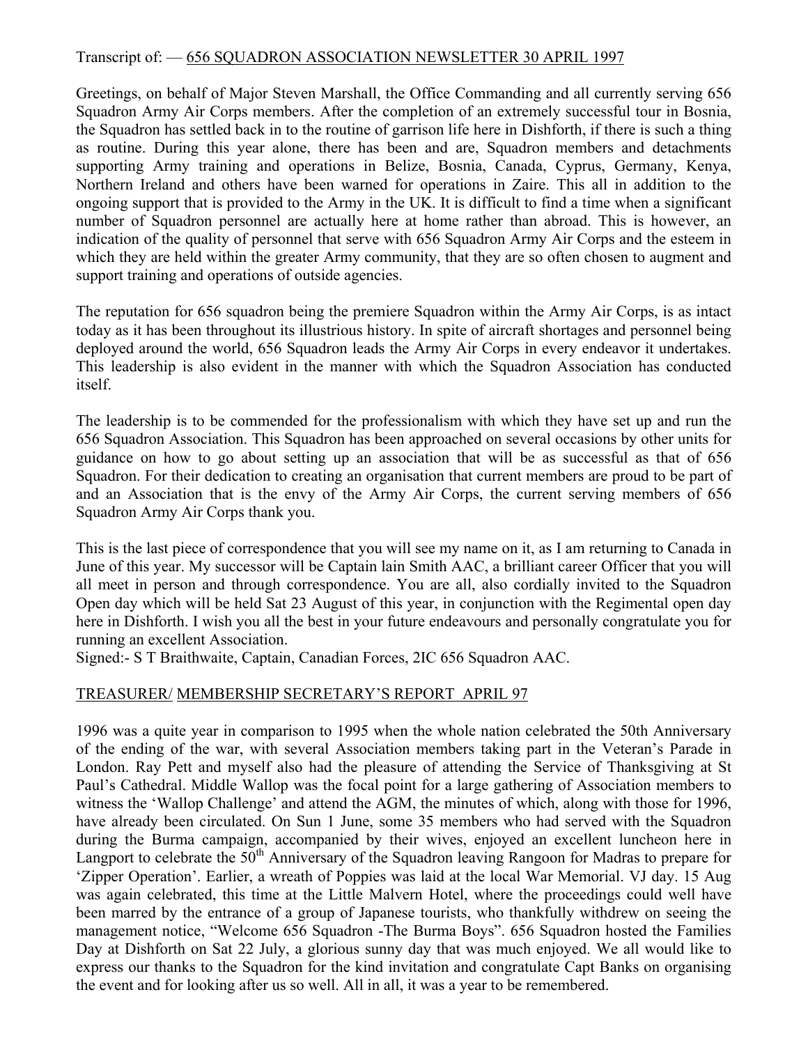Transcript of: — <u>656 SQUADRON ASSOCIATION NEWSLETTER 30 APRIL 1997</u>

Greetings, on behalf of Major Steven Marshall, the Office Commanding and all currently serving 656 Squadron Army Air Corps members. After the completion of an extremely successful tour in Bosnia, the Squadron has settled back in to the routine of garrison life here in Dishforth, if there is such a thing as routine. During this year alone, there has been and are, Squadron members and detachments supporting Army training and operations in Belize, Bosnia, Canada, Cyprus, Germany, Kenya, Northern Ireland and others have been warned for operations in Zaire. This all in addition to the ongoing support that is provided to the Army in the UK. It is difficult to find a time when a significant number of Squadron personnel are actually here at home rather than abroad. This is however, an indication of the quality of personnel that serve with 656 Squadron Army Air Corps and the esteem in which they are held within the greater Army community, that they are so often chosen to augment and support training and operations of outside agencies.

The reputation for 656 squadron being the premiere Squadron within the Army Air Corps, is as intact today as it has been throughout its illustrious history. In spite of aircraft shortages and personnel being deployed around the world, 656 Squadron leads the Army Air Corps in every endeavor it undertakes. This leadership is also evident in the manner with which the Squadron Association has conducted itself.

The leadership is to be commended for the professionalism with which they have set up and run the 656 Squadron Association. This Squadron has been approached on several occasions by other units for guidance on how to go about setting up an association that will be as successful as that of 656 Squadron. For their dedication to creating an organisation that current members are proud to be part of and an Association that is the envy of the Army Air Corps, the current serving members of 656 Squadron Army Air Corps thank you.

This is the last piece of correspondence that you will see my name on it, as I am returning to Canada in June of this year. My successor will be Captain lain Smith AAC, a brilliant career Officer that you will all meet in person and through correspondence. You are all, also cordially invited to the Squadron Open day which will be held Sat 23 August of this year, in conjunction with the Regimental open day here in Dishforth. I wish you all the best in your future endeavours and personally congratulate you for running an excellent Association.
Signed:- S T Braithwaite, Captain, Canadian Forces, 2IC 656 Squadron AAC.

## <u>TREASURER/ MEMBERSHIP SECRETARY'S REPORT APRIL 97</u>

1996 was a quite year in comparison to 1995 when the whole nation celebrated the 50th Anniversary of the ending of the war, with several Association members taking part in the Veteran's Parade in London. Ray Pett and myself also had the pleasure of attending the Service of Thanksgiving at St Paul's Cathedral. Middle Wallop was the focal point for a large gathering of Association members to witness the 'Wallop Challenge' and attend the AGM, the minutes of which, along with those for 1996, have already been circulated. On Sun 1 June, some 35 members who had served with the Squadron during the Burma campaign, accompanied by their wives, enjoyed an excellent luncheon here in Langport to celebrate the 50th Anniversary of the Squadron leaving Rangoon for Madras to prepare for 'Zipper Operation'. Earlier, a wreath of Poppies was laid at the local War Memorial. VJ day. 15 Aug was again celebrated, this time at the Little Malvern Hotel, where the proceedings could well have been marred by the entrance of a group of Japanese tourists, who thankfully withdrew on seeing the management notice, "Welcome 656 Squadron -The Burma Boys". 656 Squadron hosted the Families Day at Dishforth on Sat 22 July, a glorious sunny day that was much enjoyed. We all would like to express our thanks to the Squadron for the kind invitation and congratulate Capt Banks on organising the event and for looking after us so well. All in all, it was a year to be remembered.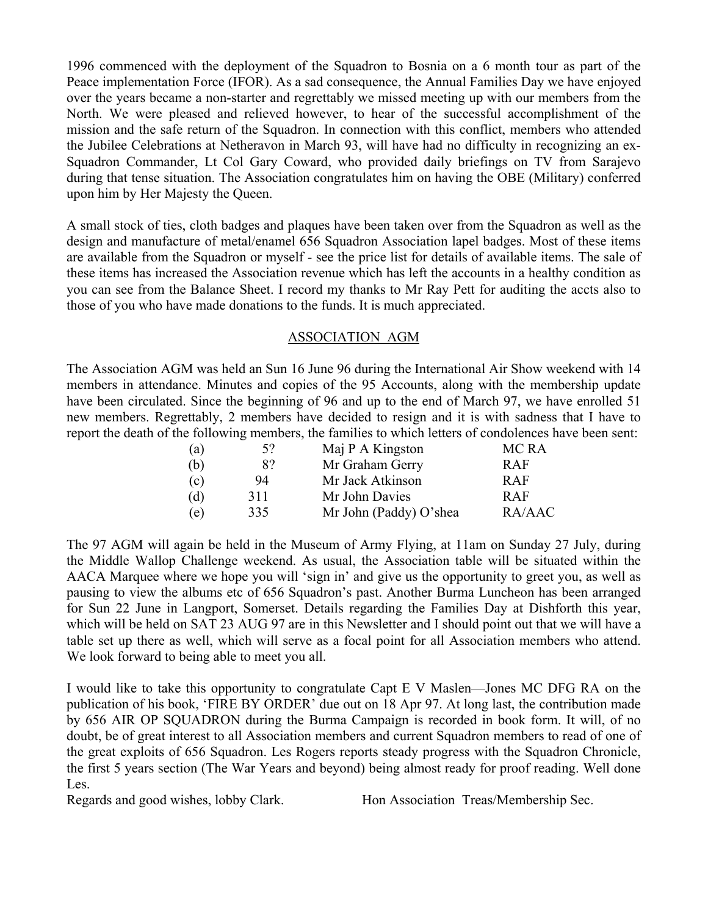1996 commenced with the deployment of the Squadron to Bosnia on a 6 month tour as part of the Peace implementation Force (IFOR). As a sad consequence, the Annual Families Day we have enjoyed over the years became a non-starter and regrettably we missed meeting up with our members from the North. We were pleased and relieved however, to hear of the successful accomplishment of the mission and the safe return of the Squadron. In connection with this conflict, members who attended the Jubilee Celebrations at Netheravon in March 93, will have had no difficulty in recognizing an ex-Squadron Commander, Lt Col Gary Coward, who provided daily briefings on TV from Sarajevo during that tense situation. The Association congratulates him on having the OBE (Military) conferred upon him by Her Majesty the Queen.

A small stock of ties, cloth badges and plaques have been taken over from the Squadron as well as the design and manufacture of metal/enamel 656 Squadron Association lapel badges. Most of these items are available from the Squadron or myself - see the price list for details of available items. The sale of these items has increased the Association revenue which has left the accounts in a healthy condition as you can see from the Balance Sheet. I record my thanks to Mr Ray Pett for auditing the accts also to those of you who have made donations to the funds. It is much appreciated.

## ASSOCIATION AGM

The Association AGM was held an Sun 16 June 96 during the International Air Show weekend with 14 members in attendance. Minutes and copies of the 95 Accounts, along with the membership update have been circulated. Since the beginning of 96 and up to the end of March 97, we have enrolled 51 new members. Regrettably, 2 members have decided to resign and it is with sadness that I have to report the death of the following members, the families to which letters of condolences have been sent:

| | | | |
|---|---|---|---|
| (a) | 5? | Maj P A Kingston | MC RA |
| (b) | 8? | Mr Graham Gerry | RAF |
| (c) | 94 | Mr Jack Atkinson | RAF |
| (d) | 311 | Mr John Davies | RAF |
| (e) | 335 | Mr John (Paddy) O'shea | RA/AAC |

The 97 AGM will again be held in the Museum of Army Flying, at 11am on Sunday 27 July, during the Middle Wallop Challenge weekend. As usual, the Association table will be situated within the AACA Marquee where we hope you will 'sign in' and give us the opportunity to greet you, as well as pausing to view the albums etc of 656 Squadron's past. Another Burma Luncheon has been arranged for Sun 22 June in Langport, Somerset. Details regarding the Families Day at Dishforth this year, which will be held on SAT 23 AUG 97 are in this Newsletter and I should point out that we will have a table set up there as well, which will serve as a focal point for all Association members who attend. We look forward to being able to meet you all.

I would like to take this opportunity to congratulate Capt E V Maslen—Jones MC DFG RA on the publication of his book, 'FIRE BY ORDER' due out on 18 Apr 97. At long last, the contribution made by 656 AIR OP SQUADRON during the Burma Campaign is recorded in book form. It will, of no doubt, be of great interest to all Association members and current Squadron members to read of one of the great exploits of 656 Squadron. Les Rogers reports steady progress with the Squadron Chronicle, the first 5 years section (The War Years and beyond) being almost ready for proof reading. Well done Les.

Regards and good wishes, lobby Clark. Hon Association Treas/Membership Sec.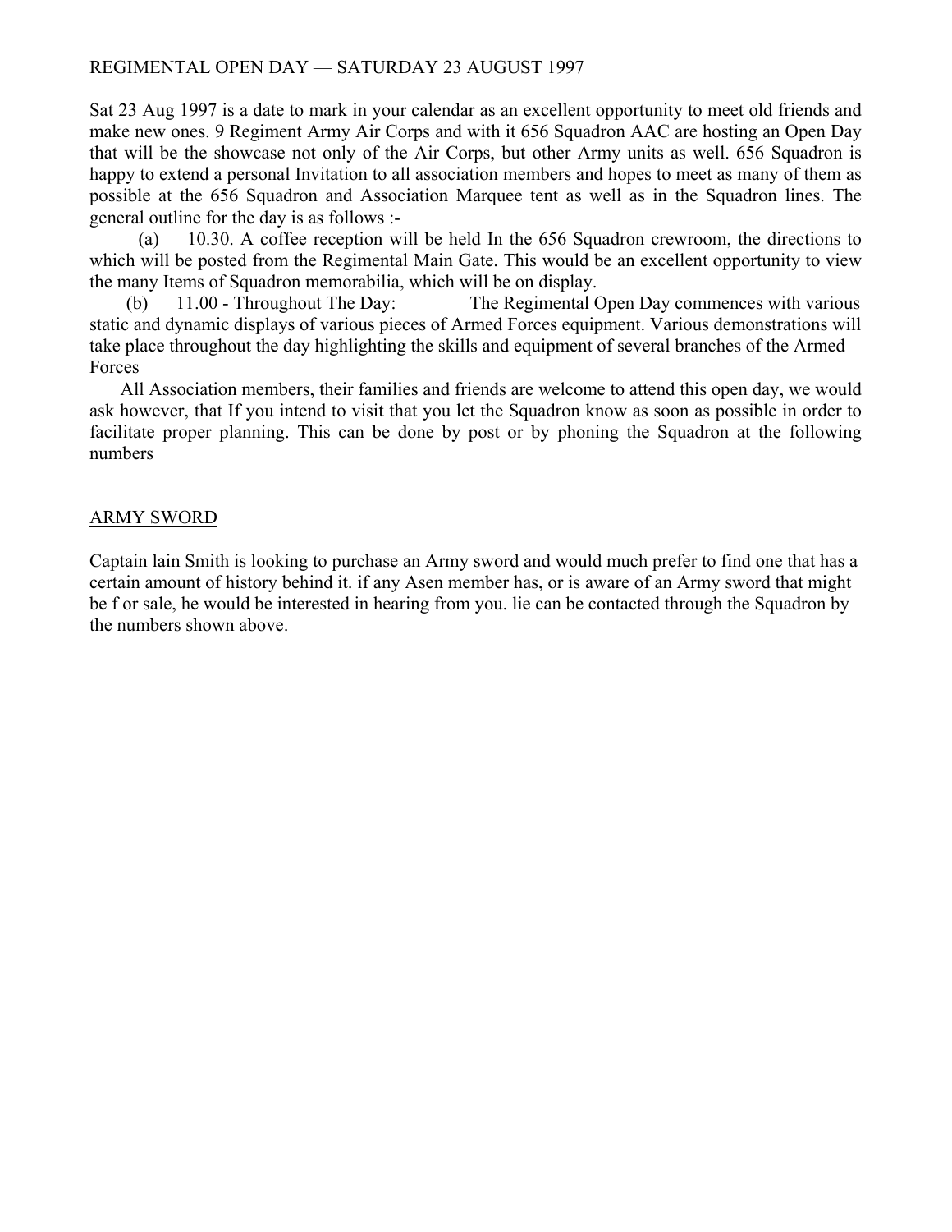REGIMENTAL OPEN DAY — SATURDAY 23 AUGUST 1997

Sat 23 Aug 1997 is a date to mark in your calendar as an excellent opportunity to meet old friends and make new ones. 9 Regiment Army Air Corps and with it 656 Squadron AAC are hosting an Open Day that will be the showcase not only of the Air Corps, but other Army units as well. 656 Squadron is happy to extend a personal Invitation to all association members and hopes to meet as many of them as possible at the 656 Squadron and Association Marquee tent as well as in the Squadron lines. The general outline for the day is as follows :-

(a) 10.30. A coffee reception will be held In the 656 Squadron crewroom, the directions to which will be posted from the Regimental Main Gate. This would be an excellent opportunity to view the many Items of Squadron memorabilia, which will be on display.

(b) 11.00 - Throughout The Day: The Regimental Open Day commences with various static and dynamic displays of various pieces of Armed Forces equipment. Various demonstrations will take place throughout the day highlighting the skills and equipment of several branches of the Armed Forces

All Association members, their families and friends are welcome to attend this open day, we would ask however, that If you intend to visit that you let the Squadron know as soon as possible in order to facilitate proper planning. This can be done by post or by phoning the Squadron at the following numbers

## ARMY SWORD

Captain lain Smith is looking to purchase an Army sword and would much prefer to find one that has a certain amount of history behind it. if any Asen member has, or is aware of an Army sword that might be f or sale, he would be interested in hearing from you. lie can be contacted through the Squadron by the numbers shown above.